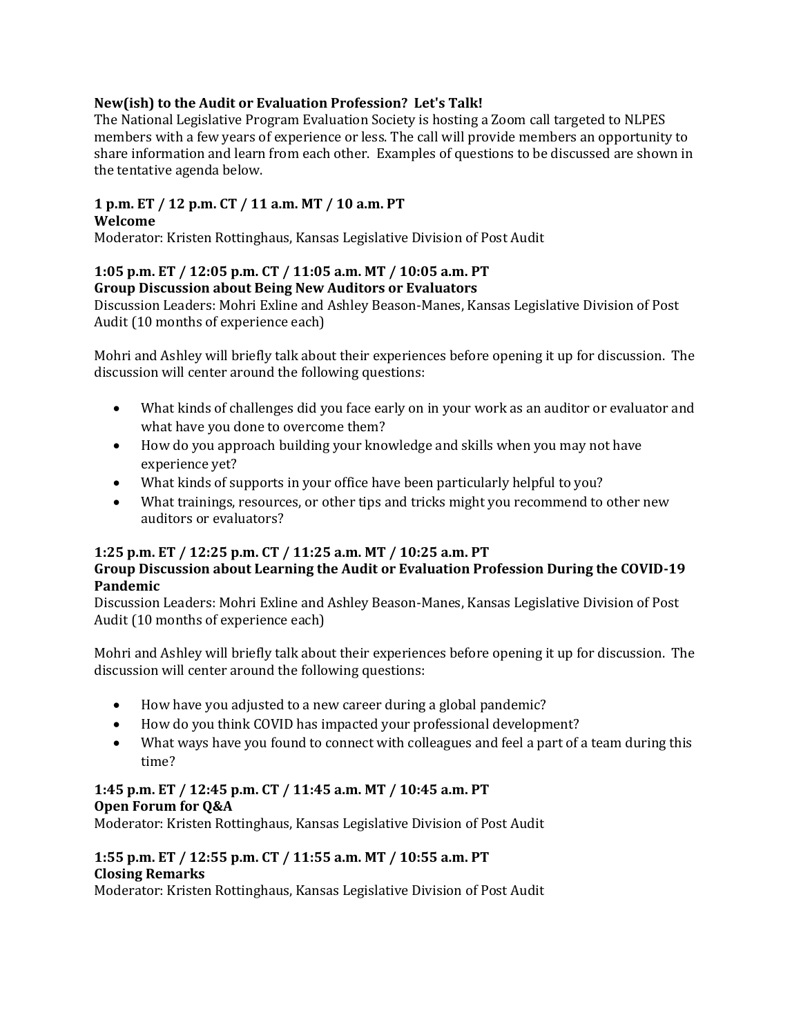**New(ish) to the Audit or Evaluation Profession? Let's Talk!**

The National Legislative Program Evaluation Society is hosting a Zoom call targeted to NLPES members with a few years of experience or less. The call will provide members an opportunity to share information and learn from each other. Examples of questions to be discussed are shown in the tentative agenda below.

**1 p.m. ET / 12 p.m. CT / 11 a.m. MT / 10 a.m. PT**
**Welcome**
Moderator: Kristen Rottinghaus, Kansas Legislative Division of Post Audit

**1:05 p.m. ET / 12:05 p.m. CT / 11:05 a.m. MT / 10:05 a.m. PT**
**Group Discussion about Being New Auditors or Evaluators**
Discussion Leaders: Mohri Exline and Ashley Beason-Manes, Kansas Legislative Division of Post Audit (10 months of experience each)

Mohri and Ashley will briefly talk about their experiences before opening it up for discussion. The discussion will center around the following questions:

- What kinds of challenges did you face early on in your work as an auditor or evaluator and what have you done to overcome them?
- How do you approach building your knowledge and skills when you may not have experience yet?
- What kinds of supports in your office have been particularly helpful to you?
- What trainings, resources, or other tips and tricks might you recommend to other new auditors or evaluators?

**1:25 p.m. ET / 12:25 p.m. CT / 11:25 a.m. MT / 10:25 a.m. PT**
**Group Discussion about Learning the Audit or Evaluation Profession During the COVID-19 Pandemic**
Discussion Leaders: Mohri Exline and Ashley Beason-Manes, Kansas Legislative Division of Post Audit (10 months of experience each)

Mohri and Ashley will briefly talk about their experiences before opening it up for discussion. The discussion will center around the following questions:

- How have you adjusted to a new career during a global pandemic?
- How do you think COVID has impacted your professional development?
- What ways have you found to connect with colleagues and feel a part of a team during this time?

**1:45 p.m. ET / 12:45 p.m. CT / 11:45 a.m. MT / 10:45 a.m. PT**
**Open Forum for Q&A**
Moderator: Kristen Rottinghaus, Kansas Legislative Division of Post Audit

**1:55 p.m. ET / 12:55 p.m. CT / 11:55 a.m. MT / 10:55 a.m. PT**
**Closing Remarks**
Moderator: Kristen Rottinghaus, Kansas Legislative Division of Post Audit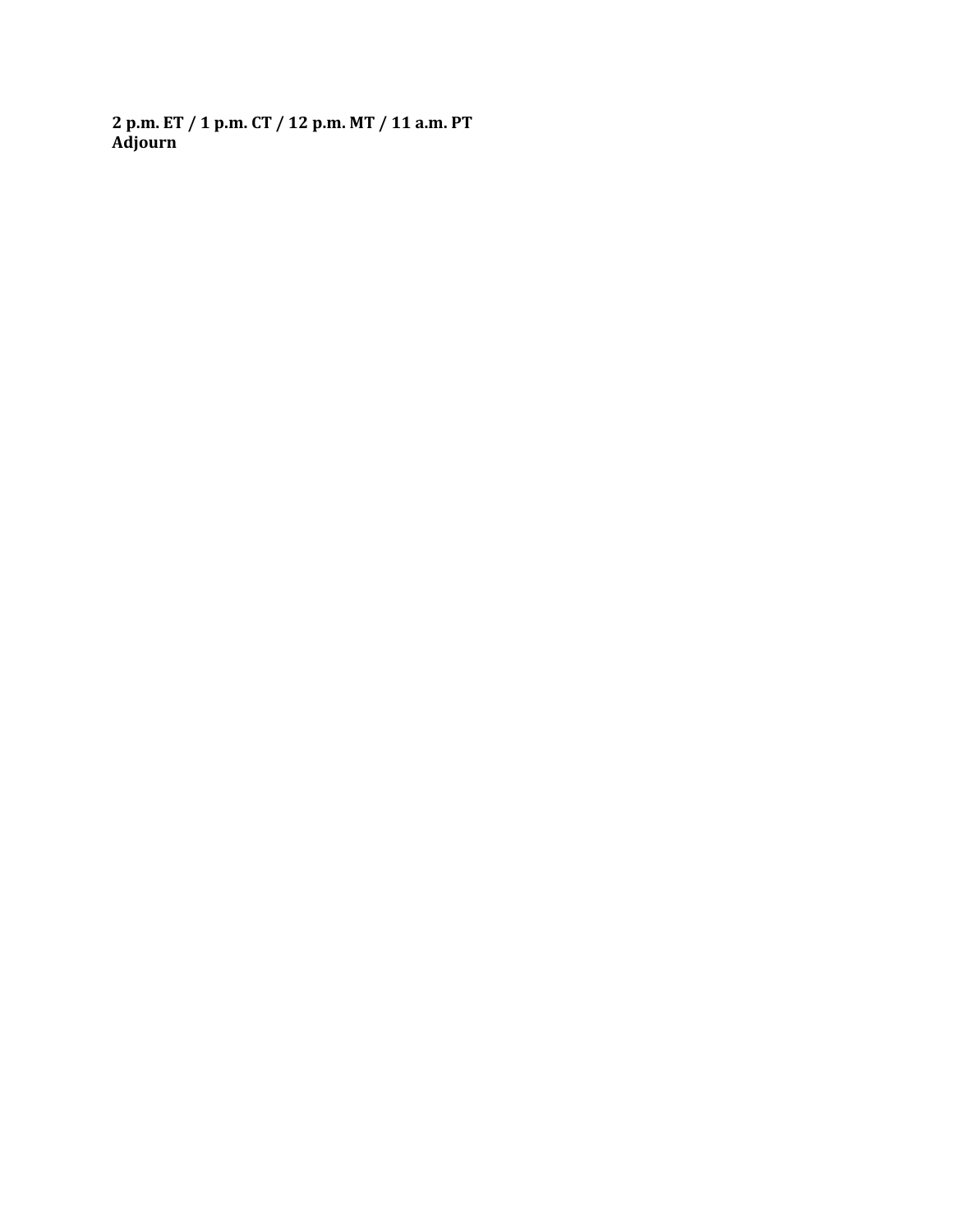**2 p.m. ET / 1 p.m. CT / 12 p.m. MT / 11 a.m. PT**
**Adjourn**